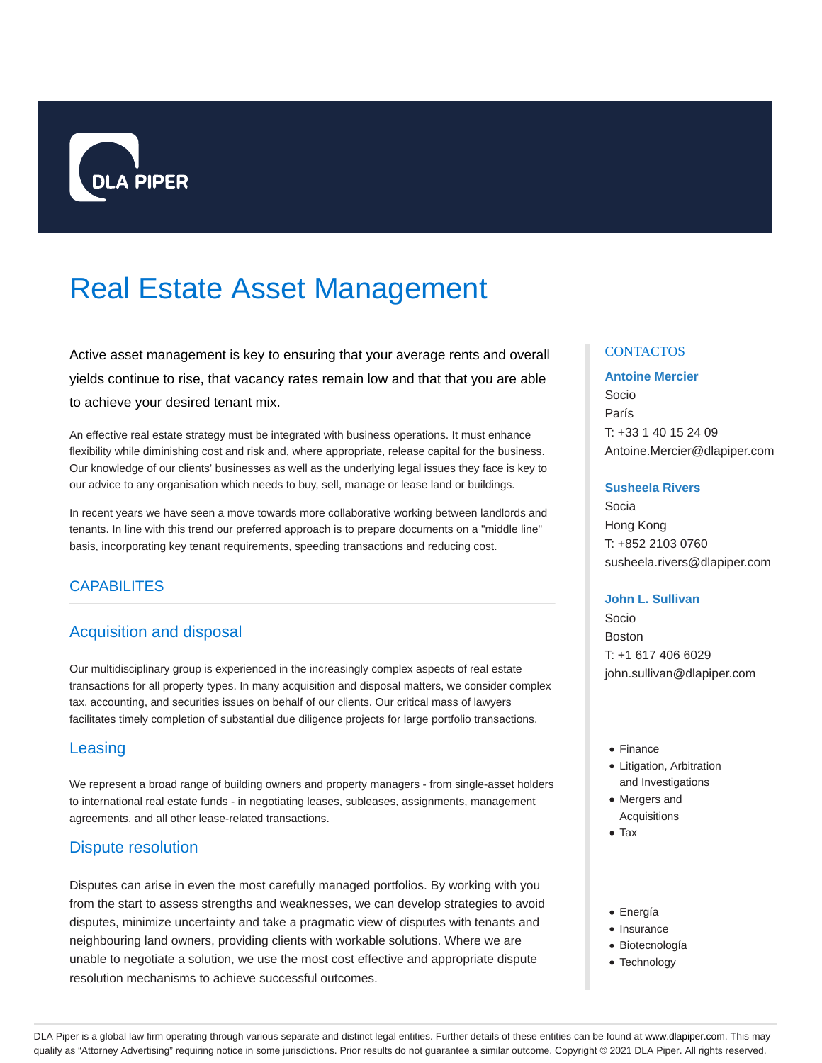DLA PIPER

# Real Estate Asset Management

Active asset management is key to ensuring that your average rents and overall yields continue to rise, that vacancy rates remain low and that that you are able to achieve your desired tenant mix.

An effective real estate strategy must be integrated with business operations. It must enhance flexibility while diminishing cost and risk and, where appropriate, release capital for the business. Our knowledge of our clients' businesses as well as the underlying legal issues they face is key to our advice to any organisation which needs to buy, sell, manage or lease land or buildings.

In recent years we have seen a move towards more collaborative working between landlords and tenants. In line with this trend our preferred approach is to prepare documents on a "middle line" basis, incorporating key tenant requirements, speeding transactions and reducing cost.

## CAPABILITES

### Acquisition and disposal

Our multidisciplinary group is experienced in the increasingly complex aspects of real estate transactions for all property types. In many acquisition and disposal matters, we consider complex tax, accounting, and securities issues on behalf of our clients. Our critical mass of lawyers facilitates timely completion of substantial due diligence projects for large portfolio transactions.

### Leasing

We represent a broad range of building owners and property managers - from single-asset holders to international real estate funds - in negotiating leases, subleases, assignments, management agreements, and all other lease-related transactions.

### Dispute resolution

Disputes can arise in even the most carefully managed portfolios. By working with you from the start to assess strengths and weaknesses, we can develop strategies to avoid disputes, minimize uncertainty and take a pragmatic view of disputes with tenants and neighbouring land owners, providing clients with workable solutions. Where we are unable to negotiate a solution, we use the most cost effective and appropriate dispute resolution mechanisms to achieve successful outcomes.

## CONTACTOS

**Antoine Mercier**
Socio
París
T: +33 1 40 15 24 09
Antoine.Mercier@dlapiper.com

**Susheela Rivers**
Socia
Hong Kong
T: +852 2103 0760
susheela.rivers@dlapiper.com

**John L. Sullivan**
Socio
Boston
T: +1 617 406 6029
john.sullivan@dlapiper.com

- Finance
- Litigation, Arbitration and Investigations
- Mergers and Acquisitions
- Tax

- Energía
- Insurance
- Biotecnología
- Technology

DLA Piper is a global law firm operating through various separate and distinct legal entities. Further details of these entities can be found at www.dlapiper.com. This may qualify as "Attorney Advertising" requiring notice in some jurisdictions. Prior results do not guarantee a similar outcome. Copyright © 2021 DLA Piper. All rights reserved.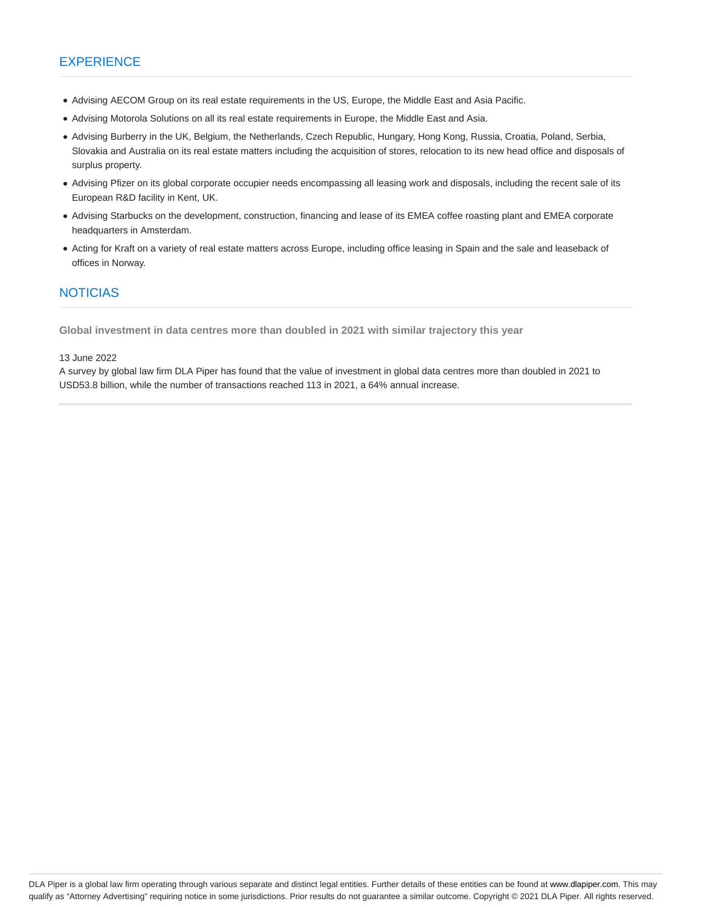## EXPERIENCE

- Advising AECOM Group on its real estate requirements in the US, Europe, the Middle East and Asia Pacific.
- Advising Motorola Solutions on all its real estate requirements in Europe, the Middle East and Asia.
- Advising Burberry in the UK, Belgium, the Netherlands, Czech Republic, Hungary, Hong Kong, Russia, Croatia, Poland, Serbia, Slovakia and Australia on its real estate matters including the acquisition of stores, relocation to its new head office and disposals of surplus property.
- Advising Pfizer on its global corporate occupier needs encompassing all leasing work and disposals, including the recent sale of its European R&D facility in Kent, UK.
- Advising Starbucks on the development, construction, financing and lease of its EMEA coffee roasting plant and EMEA corporate headquarters in Amsterdam.
- Acting for Kraft on a variety of real estate matters across Europe, including office leasing in Spain and the sale and leaseback of offices in Norway.

## NOTICIAS

**Global investment in data centres more than doubled in 2021 with similar trajectory this year**

13 June 2022

A survey by global law firm DLA Piper has found that the value of investment in global data centres more than doubled in 2021 to USD53.8 billion, while the number of transactions reached 113 in 2021, a 64% annual increase.

DLA Piper is a global law firm operating through various separate and distinct legal entities. Further details of these entities can be found at www.dlapiper.com. This may qualify as "Attorney Advertising" requiring notice in some jurisdictions. Prior results do not guarantee a similar outcome. Copyright © 2021 DLA Piper. All rights reserved.